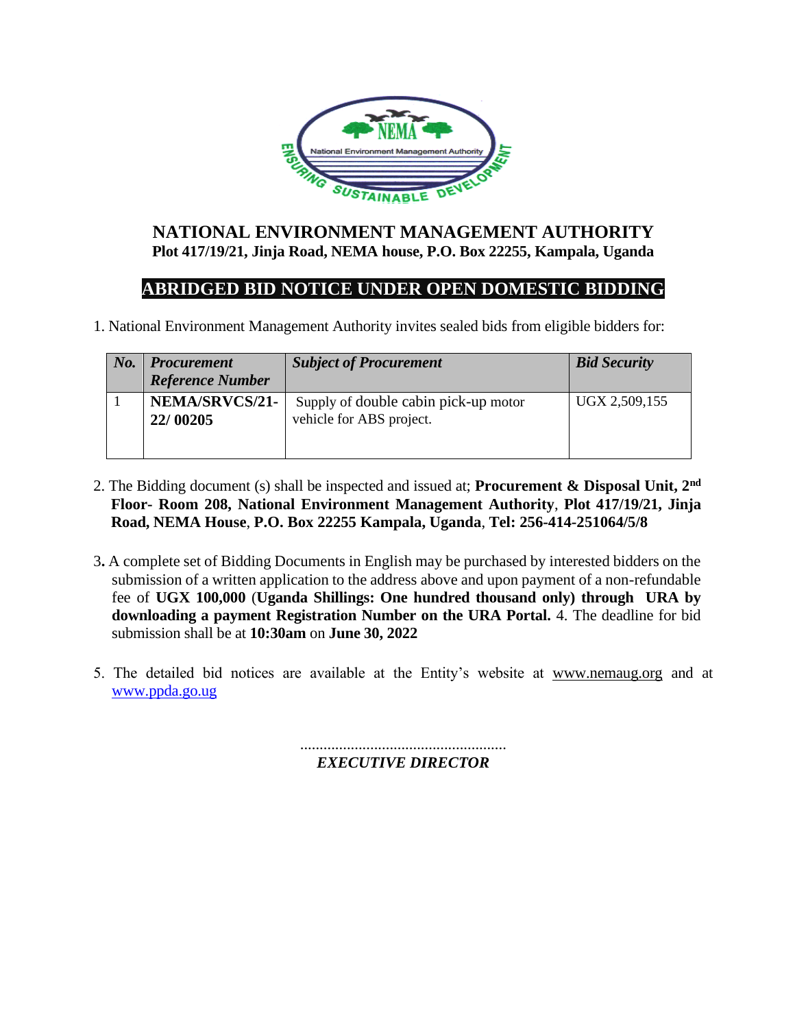# NATIONAL ENVIRONMENT MANAGEMENT AUTHORITY

**Plot 417/19/21, Jinja Road, NEMA house, P.O. Box 22255, Kampala, Uganda**

## ABRIDGED BID NOTICE UNDER OPEN DOMESTIC BIDDING

1. National Environment Management Authority invites sealed bids from eligible bidders for:

| ***No.*** | ***Procurement Reference Number*** | ***Subject of Procurement*** | ***Bid Security*** |
|---|---|---|---|
| 1 | **NEMA/SRVCS/21-22/ 00205** | Supply of double cabin pick-up motor vehicle for ABS project. | UGX 2,509,155 |

2. The Bidding document (s) shall be inspected and issued at; **Procurement & Disposal Unit, 2nd Floor- Room 208, National Environment Management Authority**, **Plot 417/19/21, Jinja Road, NEMA House**, **P.O. Box 22255 Kampala, Uganda**, **Tel: 256-414-251064/5/8**

3. A complete set of Bidding Documents in English may be purchased by interested bidders on the submission of a written application to the address above and upon payment of a non-refundable fee of **UGX 100,000** (**Uganda Shillings: One hundred thousand only) through URA by downloading a payment Registration Number on the URA Portal.** 4. The deadline for bid submission shall be at **10:30am** on **June 30, 2022**

5. The detailed bid notices are available at the Entity's website at www.nemaug.org and at www.ppda.go.ug

......................................................

***EXECUTIVE DIRECTOR***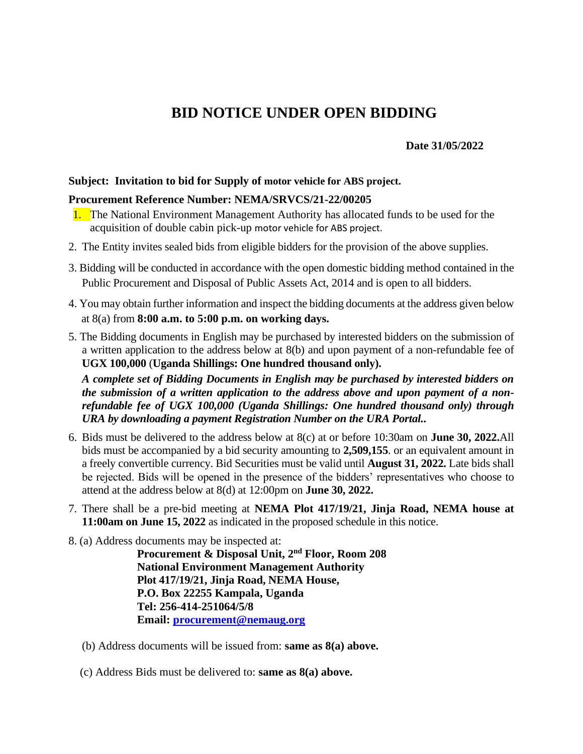# BID NOTICE UNDER OPEN BIDDING

**Date 31/05/2022**

**Subject: Invitation to bid for Supply of motor vehicle for ABS project.**

**Procurement Reference Number: NEMA/SRVCS/21-22/00205**

1. The National Environment Management Authority has allocated funds to be used for the acquisition of double cabin pick-up motor vehicle for ABS project.
2. The Entity invites sealed bids from eligible bidders for the provision of the above supplies.
3. Bidding will be conducted in accordance with the open domestic bidding method contained in the Public Procurement and Disposal of Public Assets Act, 2014 and is open to all bidders.
4. You may obtain further information and inspect the bidding documents at the address given below at 8(a) from **8:00 a.m. to 5:00 p.m. on working days.**
5. The Bidding documents in English may be purchased by interested bidders on the submission of a written application to the address below at 8(b) and upon payment of a non-refundable fee of **UGX 100,000** (**Uganda Shillings: One hundred thousand only).**

   ***A complete set of Bidding Documents in English may be purchased by interested bidders on the submission of a written application to the address above and upon payment of a non-refundable fee of UGX 100,000 (Uganda Shillings: One hundred thousand only) through URA by downloading a payment Registration Number on the URA Portal..***

6. Bids must be delivered to the address below at 8(c) at or before 10:30am on **June 30, 2022.**All bids must be accompanied by a bid security amounting to **2,509,155**. or an equivalent amount in a freely convertible currency. Bid Securities must be valid until **August 31, 2022.** Late bids shall be rejected. Bids will be opened in the presence of the bidders' representatives who choose to attend at the address below at 8(d) at 12:00pm on **June 30, 2022.**
7. There shall be a pre-bid meeting at **NEMA Plot 417/19/21, Jinja Road, NEMA house at 11:00am on June 15, 2022** as indicated in the proposed schedule in this notice.
8. (a) Address documents may be inspected at:

   **Procurement & Disposal Unit, 2nd Floor, Room 208**
   **National Environment Management Authority**
   **Plot 417/19/21, Jinja Road, NEMA House,**
   **P.O. Box 22255 Kampala, Uganda**
   **Tel: 256-414-251064/5/8**
   **Email: procurement@nemaug.org**

   (b) Address documents will be issued from: **same as 8(a) above.**

   (c) Address Bids must be delivered to: **same as 8(a) above.**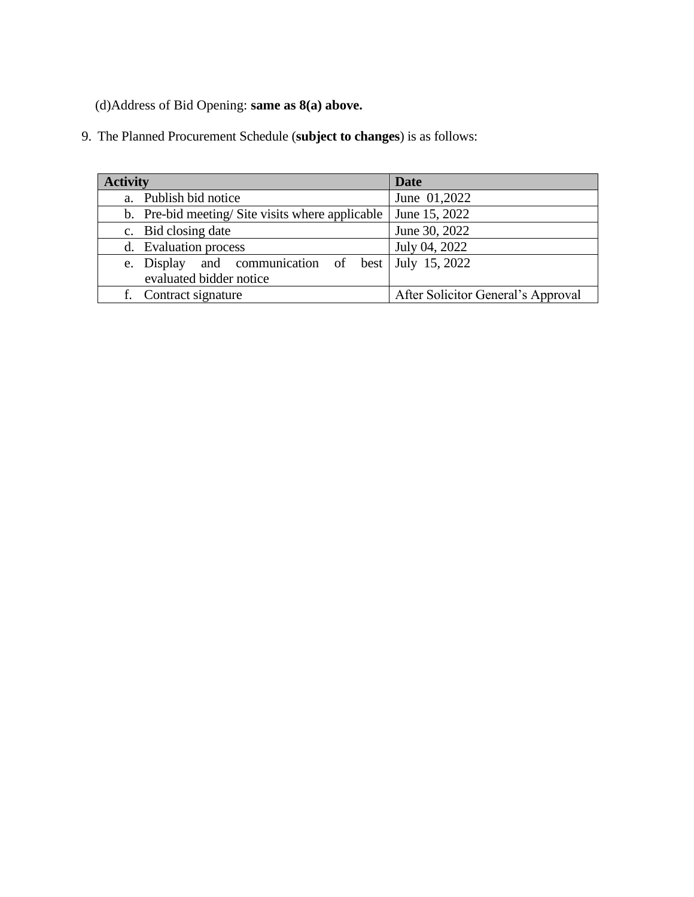(d)Address of Bid Opening: **same as 8(a) above.**

9. The Planned Procurement Schedule (**subject to changes**) is as follows:

| **Activity** | **Date** |
|---|---|
| a. Publish bid notice | June 01,2022 |
| b. Pre-bid meeting/ Site visits where applicable | June 15, 2022 |
| c. Bid closing date | June 30, 2022 |
| d. Evaluation process | July 04, 2022 |
| e. Display and communication of best evaluated bidder notice | July 15, 2022 |
| f. Contract signature | After Solicitor General's Approval |